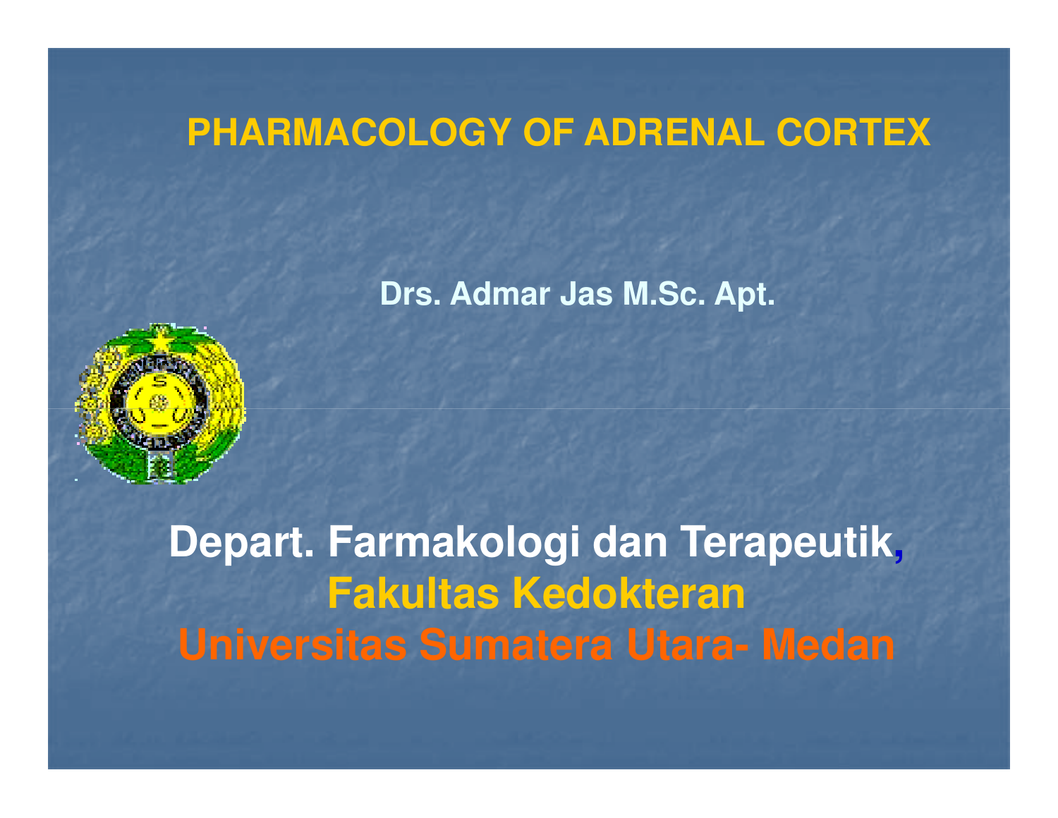# PHARMACOLOGY OF ADRENAL CORTEX

**Drs. Admar Jas M.Sc. Apt.**

**Depart. Farmakologi dan Terapeutik,**
**Fakultas Kedokteran**
**Universitas Sumatera Utara- Medan**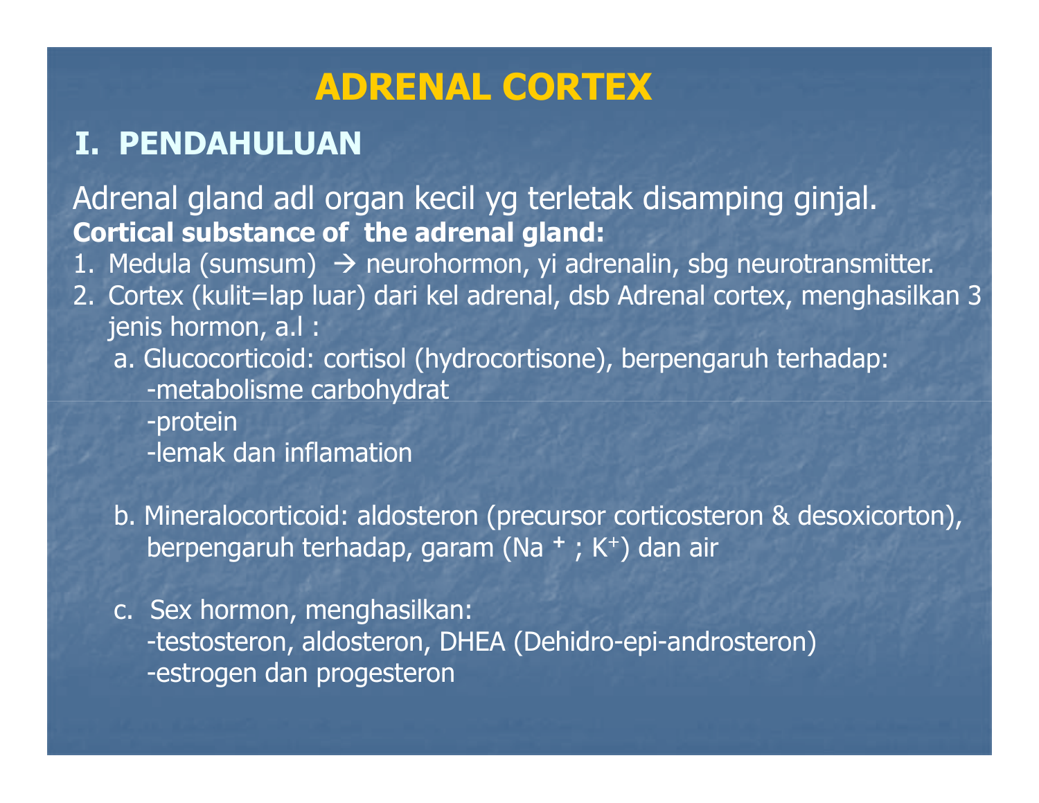# ADRENAL CORTEX

## I. PENDAHULUAN

Adrenal gland adl organ kecil yg terletak disamping ginjal.

**Cortical substance of the adrenal gland:**

1. Medula (sumsum) → neurohormon, yi adrenalin, sbg neurotransmitter.
2. Cortex (kulit=lap luar) dari kel adrenal, dsb Adrenal cortex, menghasilkan 3 jenis hormon, a.l :
   - a. Glucocorticoid: cortisol (hydrocortisone), berpengaruh terhadap:
     - -metabolisme carbohydrat
     - -protein
     - -lemak dan inflamation
   - b. Mineralocorticoid: aldosteron (precursor corticosteron & desoxicorton), berpengaruh terhadap, garam ($Na^+$ ; $K^+$) dan air
   - c. Sex hormon, menghasilkan:
     - -testosteron, aldosteron, DHEA (Dehidro-epi-androsteron)
     - -estrogen dan progesteron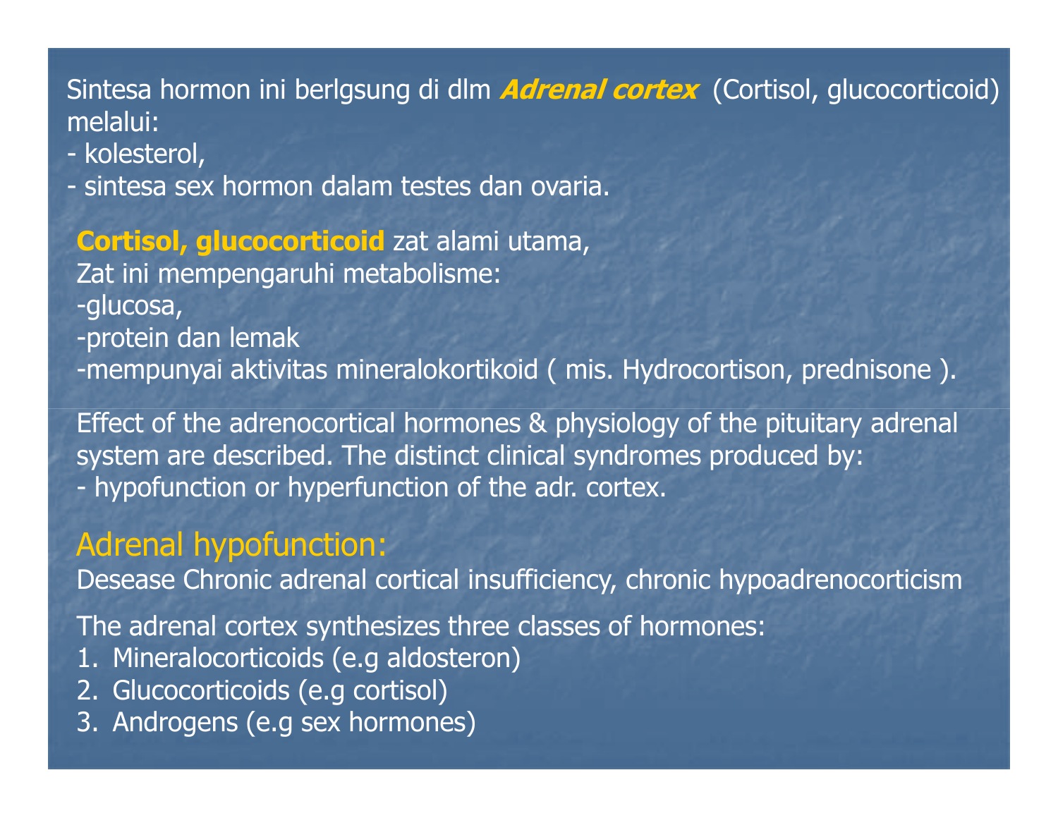Sintesa hormon ini berlgsung di dlm ***Adrenal cortex*** (Cortisol, glucocorticoid) melalui:
- kolesterol,
- sintesa sex hormon dalam testes dan ovaria.

**Cortisol, glucocorticoid** zat alami utama,
Zat ini mempengaruhi metabolisme:
-glucosa,
-protein dan lemak
-mempunyai aktivitas mineralokortikoid ( mis. Hydrocortison, prednisone ).

Effect of the adrenocortical hormones & physiology of the pituitary adrenal system are described. The distinct clinical syndromes produced by:
- hypofunction or hyperfunction of the adr. cortex.

## Adrenal hypofunction:

Desease Chronic adrenal cortical insufficiency, chronic hypoadrenocorticism

The adrenal cortex synthesizes three classes of hormones:
1. Mineralocorticoids (e.g aldosteron)
2. Glucocorticoids (e.g cortisol)
3. Androgens (e.g sex hormones)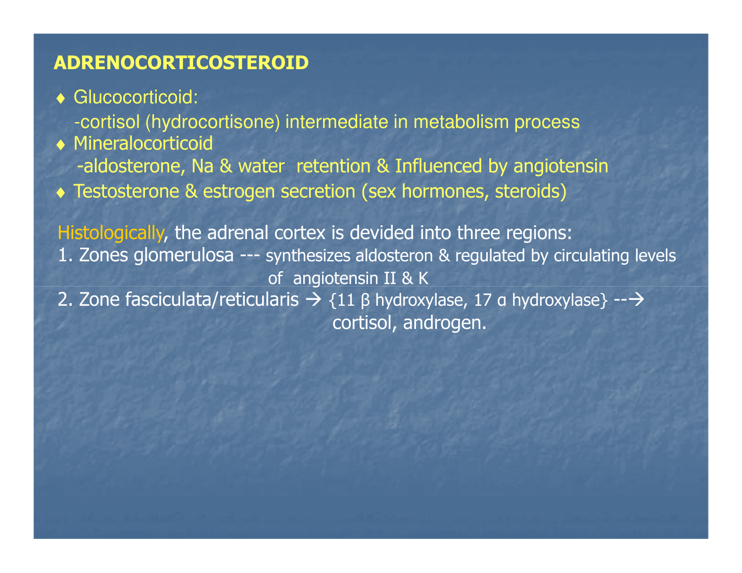## ADRENOCORTICOSTEROID

- Glucocorticoid:
  - -cortisol (hydrocortisone) intermediate in metabolism process
- Mineralocorticoid
  - -aldosterone, Na & water retention & Influenced by angiotensin
- Testosterone & estrogen secretion (sex hormones, steroids)

Histologically, the adrenal cortex is devided into three regions:

1. Zones glomerulosa --- synthesizes aldosteron & regulated by circulating levels of angiotensin II & K
2. Zone fasciculata/reticularis → {11 β hydroxylase, 17 α hydroxylase} --→ cortisol, androgen.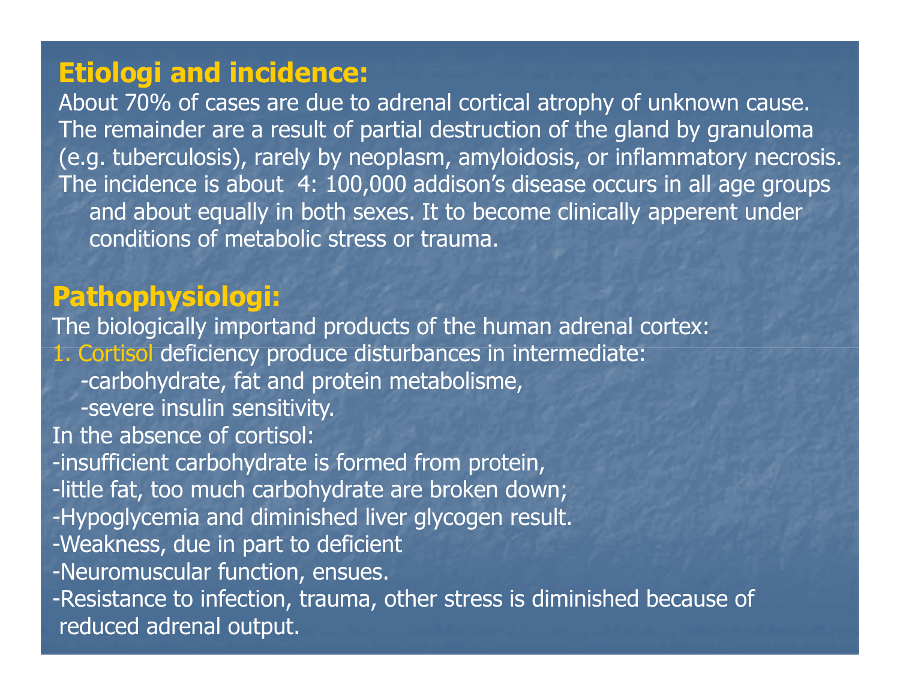## Etiologi and incidence:

About 70% of cases are due to adrenal cortical atrophy of unknown cause. The remainder are a result of partial destruction of the gland by granuloma (e.g. tuberculosis), rarely by neoplasm, amyloidosis, or inflammatory necrosis.

The incidence is about 4: 100,000 addison's disease occurs in all age groups and about equally in both sexes. It to become clinically apperent under conditions of metabolic stress or trauma.

## Pathophysiologi:

The biologically importand products of the human adrenal cortex:

1. Cortisol deficiency produce disturbances in intermediate:
   - -carbohydrate, fat and protein metabolisme,
   - -severe insulin sensitivity.

In the absence of cortisol:

- -insufficient carbohydrate is formed from protein,
- -little fat, too much carbohydrate are broken down;
- -Hypoglycemia and diminished liver glycogen result.
- -Weakness, due in part to deficient
- -Neuromuscular function, ensues.
- -Resistance to infection, trauma, other stress is diminished because of reduced adrenal output.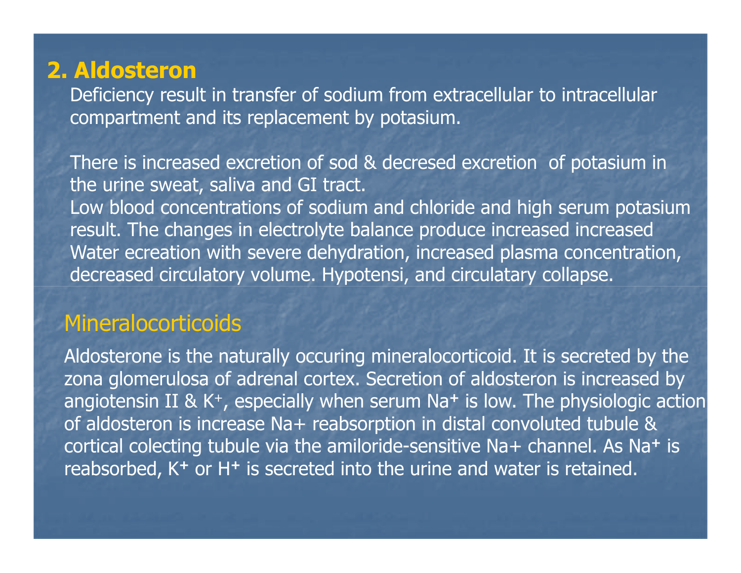## 2. Aldosteron

Deficiency result in transfer of sodium from extracellular to intracellular compartment and its replacement by potasium.

There is increased excretion of sod & decresed excretion of potasium in the urine sweat, saliva and GI tract.
Low blood concentrations of sodium and chloride and high serum potasium result. The changes in electrolyte balance produce increased increased Water ecreation with severe dehydration, increased plasma concentration, decreased circulatory volume. Hypotensi, and circulatary collapse.

### Mineralocorticoids

Aldosterone is the naturally occuring mineralocorticoid. It is secreted by the zona glomerulosa of adrenal cortex. Secretion of aldosteron is increased by angiotensin II & $K^+$, especially when serum $Na^+$ is low. The physiologic action of aldosteron is increase Na+ reabsorption in distal convoluted tubule & cortical colecting tubule via the amiloride-sensitive Na+ channel. As $Na^+$ is reabsorbed, $K^+$ or $H^+$ is secreted into the urine and water is retained.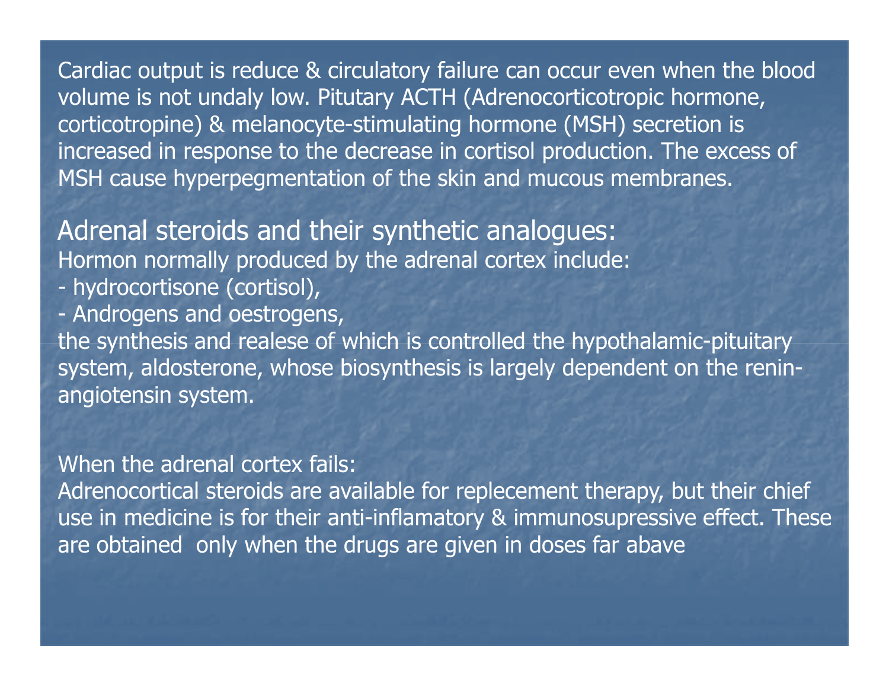Cardiac output is reduce & circulatory failure can occur even when the blood volume is not undaly low. Pitutary ACTH (Adrenocorticotropic hormone, corticotropine) & melanocyte-stimulating hormone (MSH) secretion is increased in response to the decrease in cortisol production. The excess of MSH cause hyperpegmentation of the skin and mucous membranes.

## Adrenal steroids and their synthetic analogues:

Hormon normally produced by the adrenal cortex include:

- hydrocortisone (cortisol),
- Androgens and oestrogens,

the synthesis and realese of which is controlled the hypothalamic-pituitary system, aldosterone, whose biosynthesis is largely dependent on the renin-angiotensin system.

When the adrenal cortex fails:

Adrenocortical steroids are available for replecement therapy, but their chief use in medicine is for their anti-inflamatory & immunosupressive effect. These are obtained only when the drugs are given in doses far abave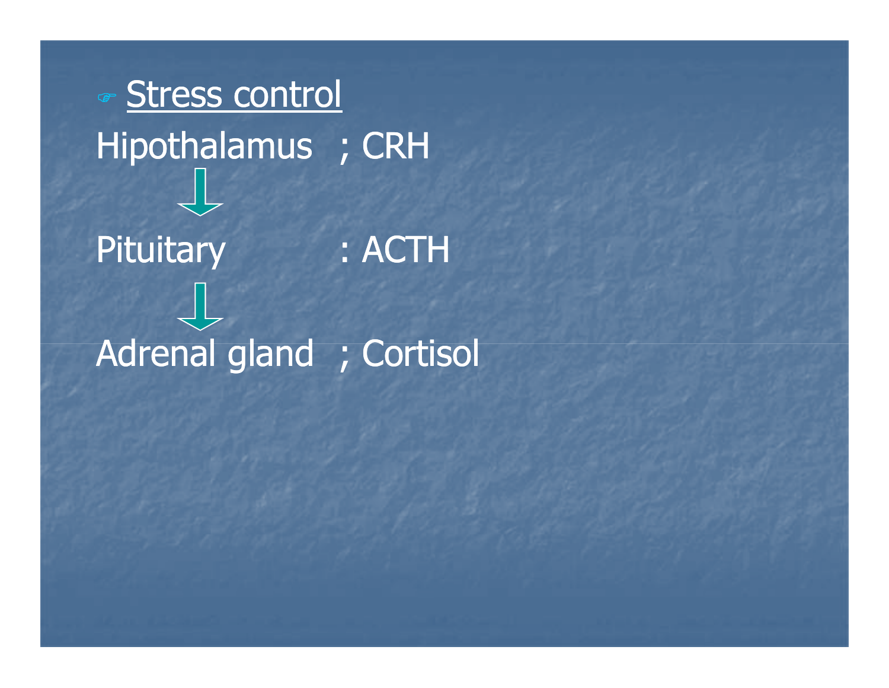## Stress control

Hipothalamus ; CRH

↓

Pituitary : ACTH

↓

Adrenal gland ; Cortisol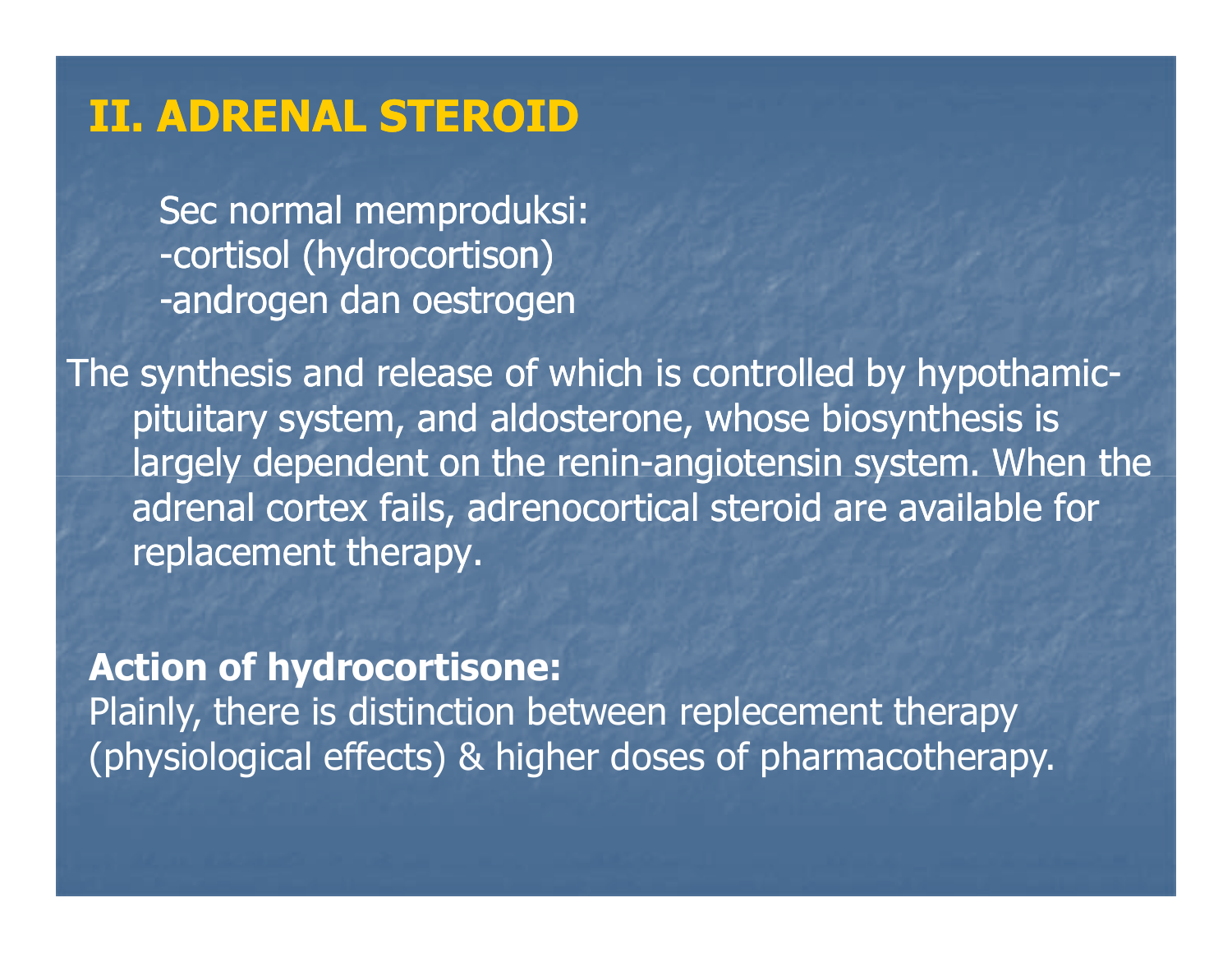## II. ADRENAL STEROID

Sec normal memproduksi:
-cortisol (hydrocortison)
-androgen dan oestrogen

The synthesis and release of which is controlled by hypothamic-pituitary system, and aldosterone, whose biosynthesis is largely dependent on the renin-angiotensin system. When the adrenal cortex fails, adrenocortical steroid are available for replacement therapy.

**Action of hydrocortisone:**
Plainly, there is distinction between replecement therapy (physiological effects) & higher doses of pharmacotherapy.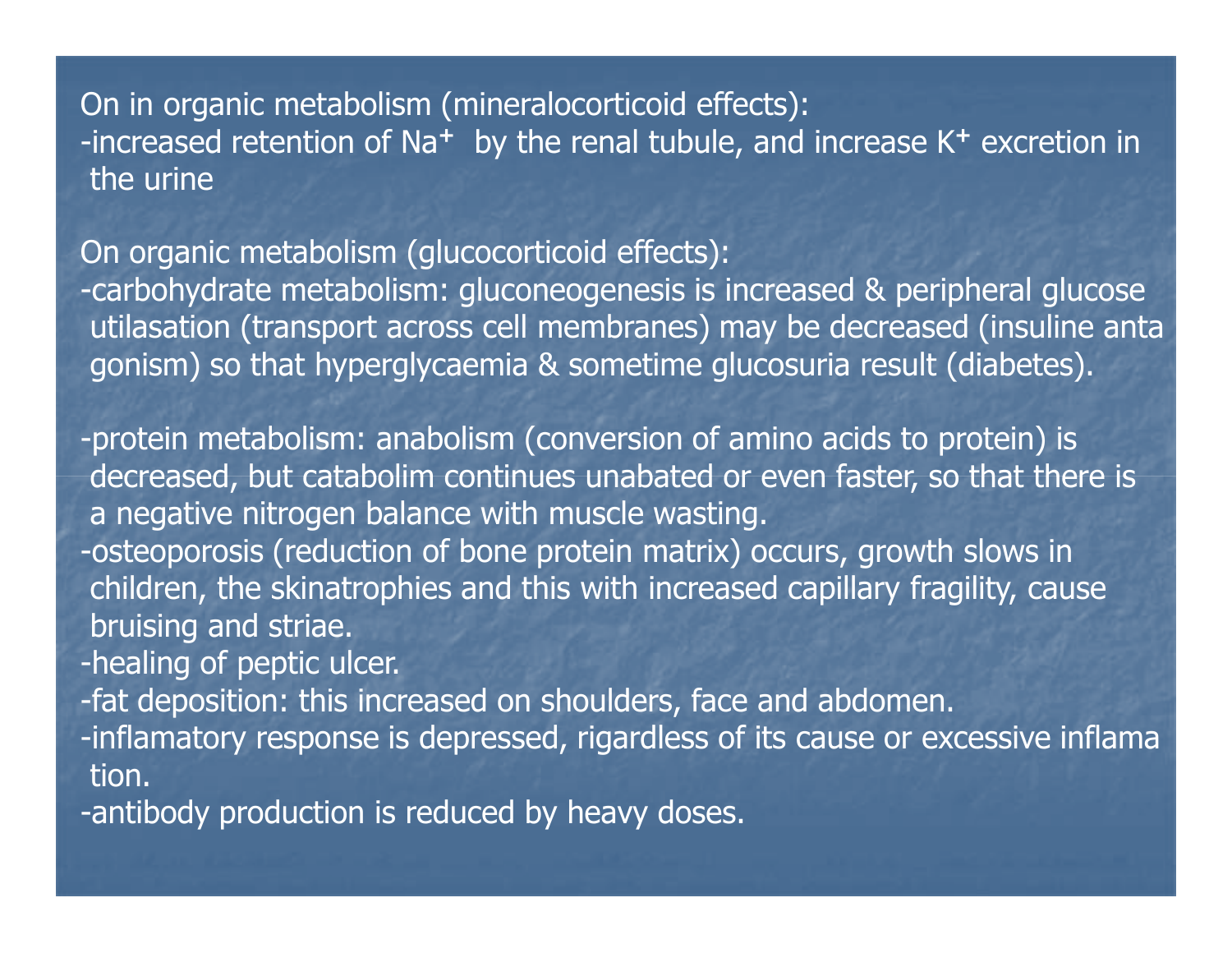On in organic metabolism (mineralocorticoid effects):

-increased retention of $Na^{+}$ by the renal tubule, and increase $K^{+}$ excretion in the urine

On organic metabolism (glucocorticoid effects):

-carbohydrate metabolism: gluconeogenesis is increased & peripheral glucose utilasation (transport across cell membranes) may be decreased (insuline antagonism) so that hyperglycaemia & sometime glucosuria result (diabetes).

-protein metabolism: anabolism (conversion of amino acids to protein) is decreased, but catabolim continues unabated or even faster, so that there is a negative nitrogen balance with muscle wasting.

-osteoporosis (reduction of bone protein matrix) occurs, growth slows in children, the skinatrophies and this with increased capillary fragility, cause bruising and striae.

-healing of peptic ulcer.

-fat deposition: this increased on shoulders, face and abdomen.

-inflamatory response is depressed, rigardless of its cause or excessive inflamation.

-antibody production is reduced by heavy doses.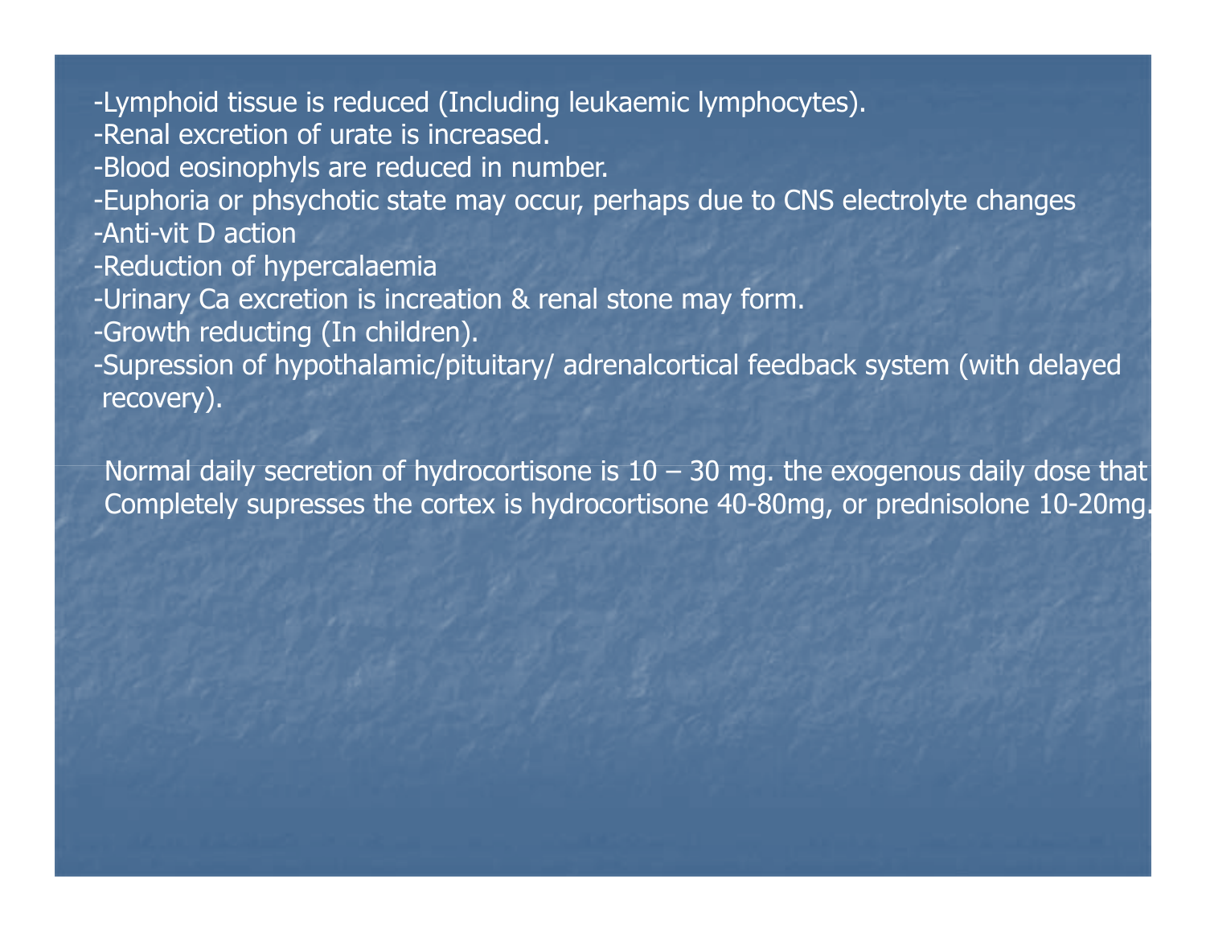-Lymphoid tissue is reduced (Including leukaemic lymphocytes).
-Renal excretion of urate is increased.
-Blood eosinophyls are reduced in number.
-Euphoria or phsychotic state may occur, perhaps due to CNS electrolyte changes
-Anti-vit D action
-Reduction of hypercalaemia
-Urinary Ca excretion is increation & renal stone may form.
-Growth reducting (In children).
-Supression of hypothalamic/pituitary/ adrenalcortical feedback system (with delayed recovery).

Normal daily secretion of hydrocortisone is 10 – 30 mg. the exogenous daily dose that Completely supresses the cortex is hydrocortisone 40-80mg, or prednisolone 10-20mg.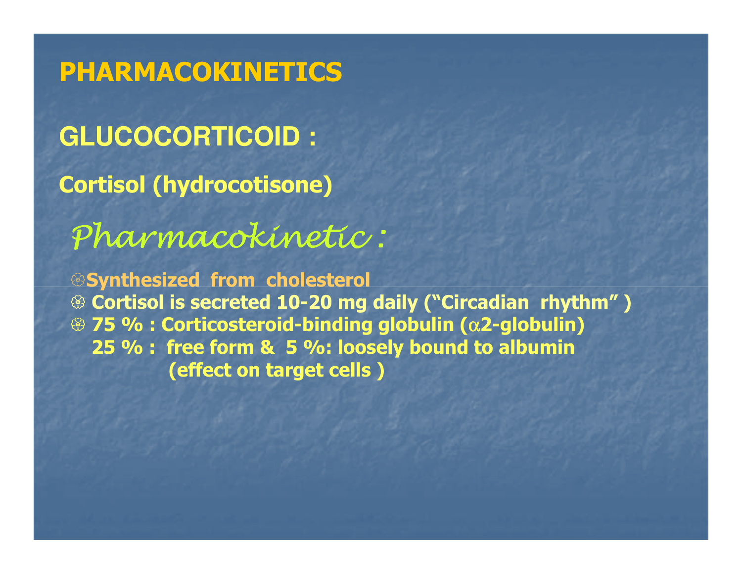# PHARMACOKINETICS

## GLUCOCORTICOID :

### Cortisol (hydrocotisone)

*Pharmacokinetic :*

- Synthesized from cholesterol
- Cortisol is secreted 10-20 mg daily ("Circadian rhythm" )
- 75 % : Corticosteroid-binding globulin ($\alpha$2-globulin)
  25 % : free form & 5 %: loosely bound to albumin
  (effect on target cells )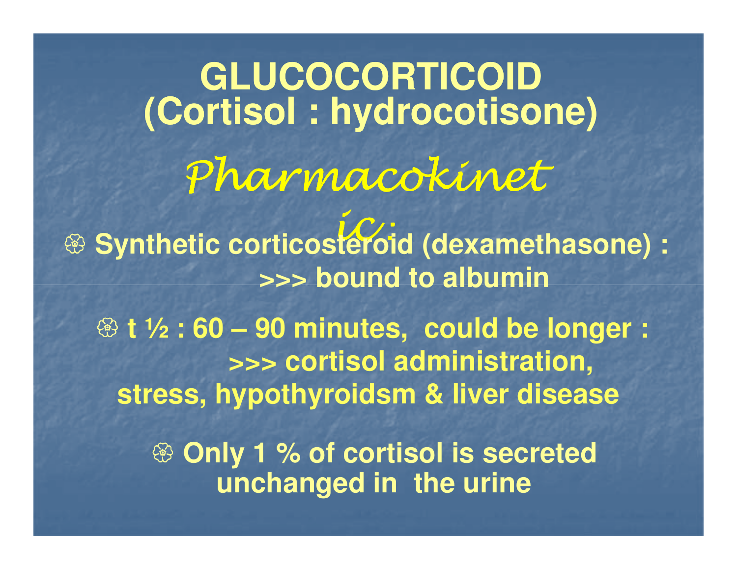# GLUCOCORTICOID (Cortisol : hydrocotisone)

## *Pharmacokinetic:*

- **Synthetic corticosteroid (dexamethasone) : >>> bound to albumin**

- **t ½ : 60 – 90 minutes, could be longer : >>> cortisol administration, stress, hypothyroidsm & liver disease**

- **Only 1 % of cortisol is secreted unchanged in the urine**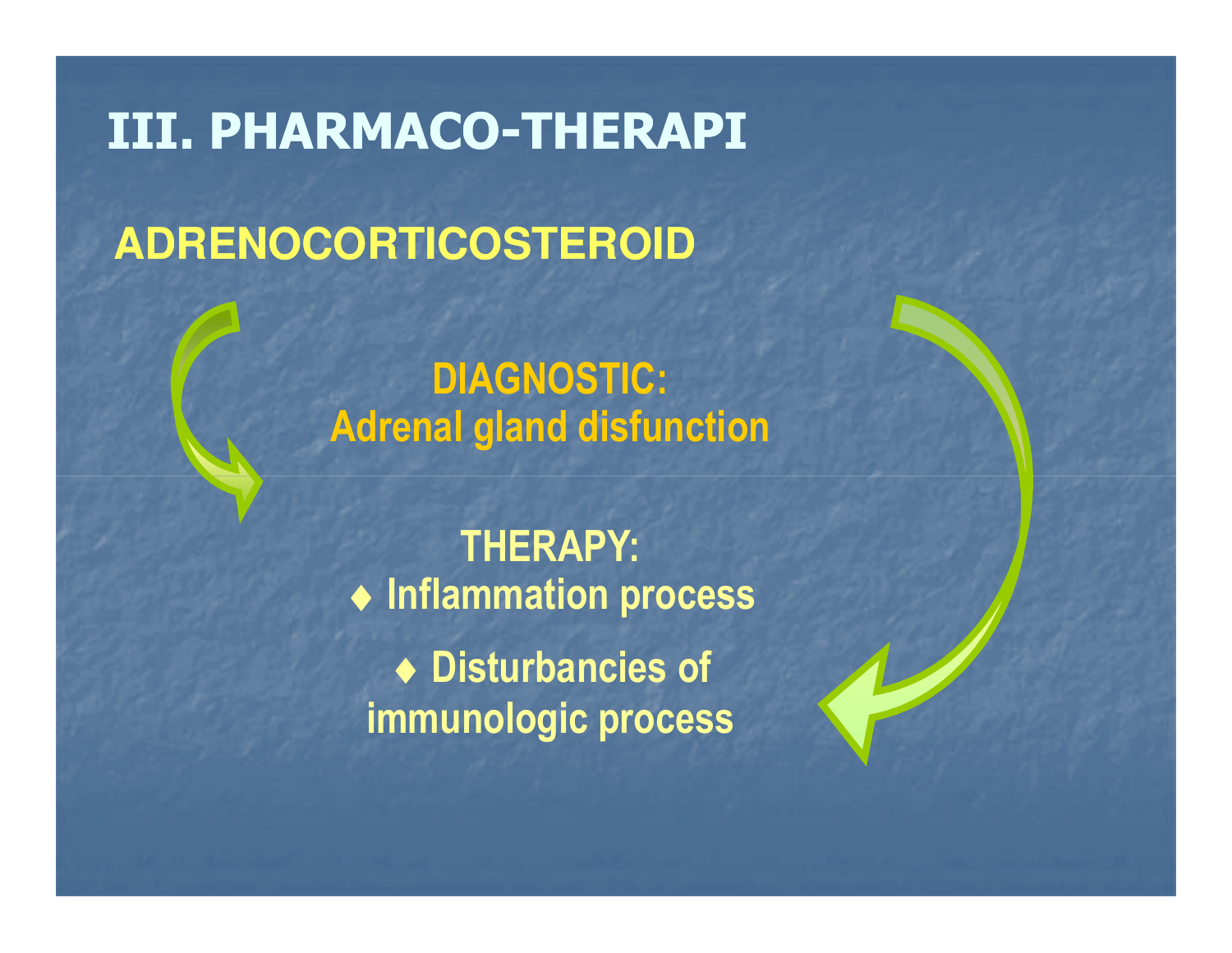# III. PHARMACO-THERAPI

## ADRENOCORTICOSTEROID

**DIAGNOSTIC:**
**Adrenal gland disfunction**

**THERAPY:**

- **Inflammation process**
- **Disturbancies of immunologic process**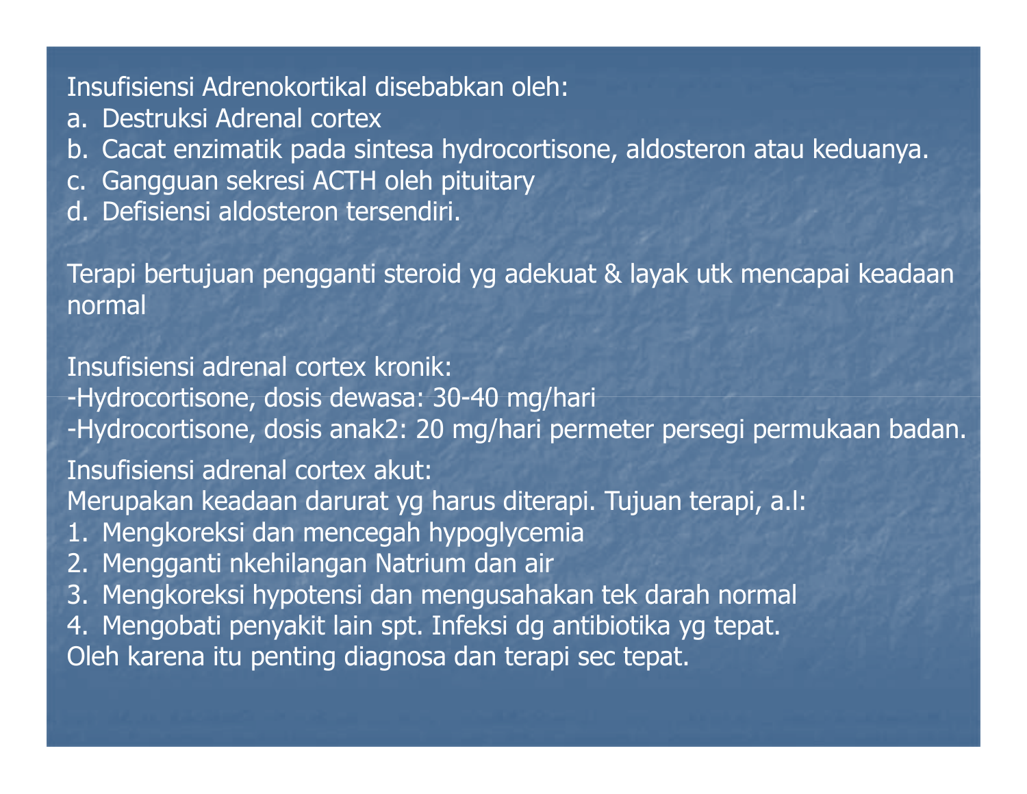Insufisiensi Adrenokortikal disebabkan oleh:

a. Destruksi Adrenal cortex
b. Cacat enzimatik pada sintesa hydrocortisone, aldosteron atau keduanya.
c. Gangguan sekresi ACTH oleh pituitary
d. Defisiensi aldosteron tersendiri.

Terapi bertujuan pengganti steroid yg adekuat & layak utk mencapai keadaan normal

Insufisiensi adrenal cortex kronik:

-Hydrocortisone, dosis dewasa: 30-40 mg/hari

-Hydrocortisone, dosis anak2: 20 mg/hari permeter persegi permukaan badan.

Insufisiensi adrenal cortex akut:

Merupakan keadaan darurat yg harus diterapi. Tujuan terapi, a.l:

1. Mengkoreksi dan mencegah hypoglycemia
2. Mengganti nkehilangan Natrium dan air
3. Mengkoreksi hypotensi dan mengusahakan tek darah normal
4. Mengobati penyakit lain spt. Infeksi dg antibiotika yg tepat.

Oleh karena itu penting diagnosa dan terapi sec tepat.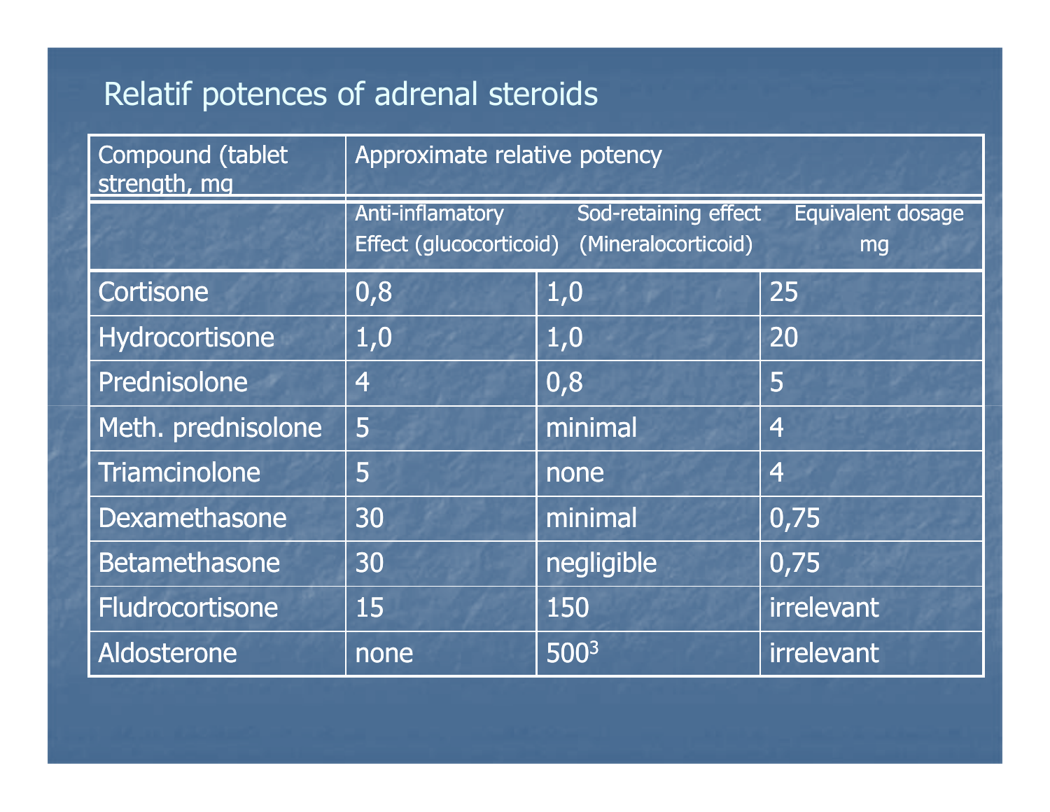# Relatif potences of adrenal steroids

| Compound (tablet strength, mg | Approximate relative potency | | |
|---|---|---|---|
| | Anti-inflamatory Effect (glucocorticoid) | Sod-retaining effect (Mineralocorticoid) | Equivalent dosage mg |
| Cortisone | 0,8 | 1,0 | 25 |
| Hydrocortisone | 1,0 | 1,0 | 20 |
| Prednisolone | 4 | 0,8 | 5 |
| Meth. prednisolone | 5 | minimal | 4 |
| Triamcinolone | 5 | none | 4 |
| Dexamethasone | 30 | minimal | 0,75 |
| Betamethasone | 30 | negligible | 0,75 |
| Fludrocortisone | 15 | 150 | irrelevant |
| Aldosterone | none | 500[3] | irrelevant |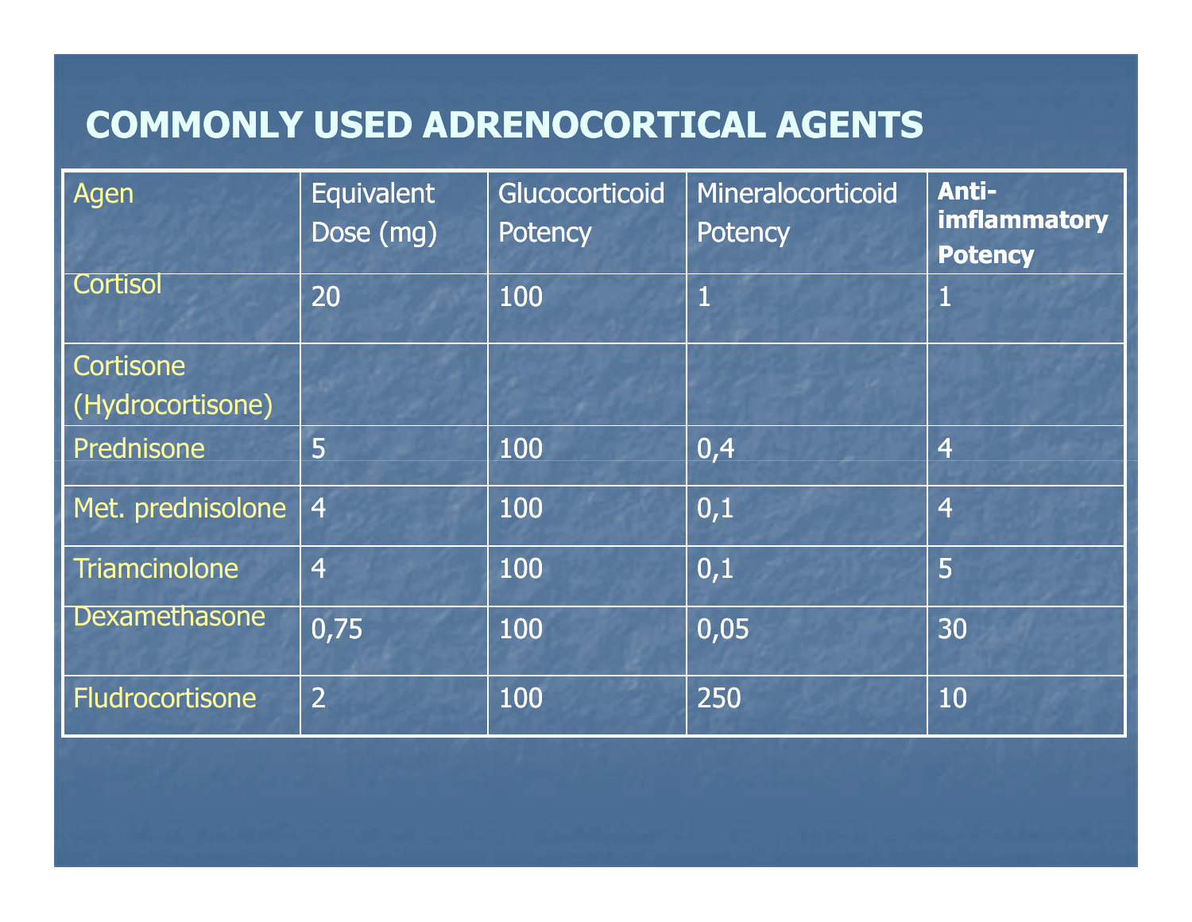# COMMONLY USED ADRENOCORTICAL AGENTS

| Agen | Equivalent Dose (mg) | Glucocorticoid Potency | Mineralocorticoid Potency | **Anti-imflammatory Potency** |
|---|---|---|---|---|
| Cortisol | 20 | 100 | 1 | 1 |
| Cortisone (Hydrocortisone) | | | | |
| Prednisone | 5 | 100 | 0,4 | 4 |
| Met. prednisolone | 4 | 100 | 0,1 | 4 |
| Triamcinolone | 4 | 100 | 0,1 | 5 |
| Dexamethasone | 0,75 | 100 | 0,05 | 30 |
| Fludrocortisone | 2 | 100 | 250 | 10 |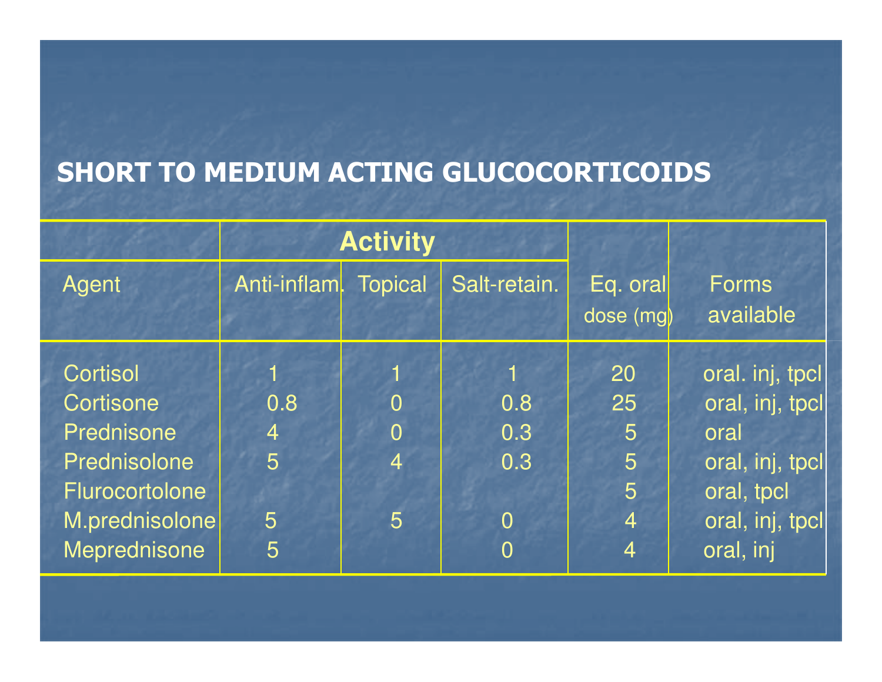# SHORT TO MEDIUM ACTING GLUCOCORTICOIDS

| | Activity | | | | |
|---|---|---|---|---|---|
| Agent | Anti-inflam. | Topical | Salt-retain. | Eq. oral dose (mg) | Forms available |
| Cortisol | 1 | 1 | 1 | 20 | oral. inj, tpcl |
| Cortisone | 0.8 | 0 | 0.8 | 25 | oral, inj, tpcl |
| Prednisone | 4 | 0 | 0.3 | 5 | oral |
| Prednisolone | 5 | 4 | 0.3 | 5 | oral, inj, tpcl |
| Flurocortolone | | | | 5 | oral, tpcl |
| M.prednisolone | 5 | 5 | 0 | 4 | oral, inj, tpcl |
| Meprednisone | 5 | | 0 | 4 | oral, inj |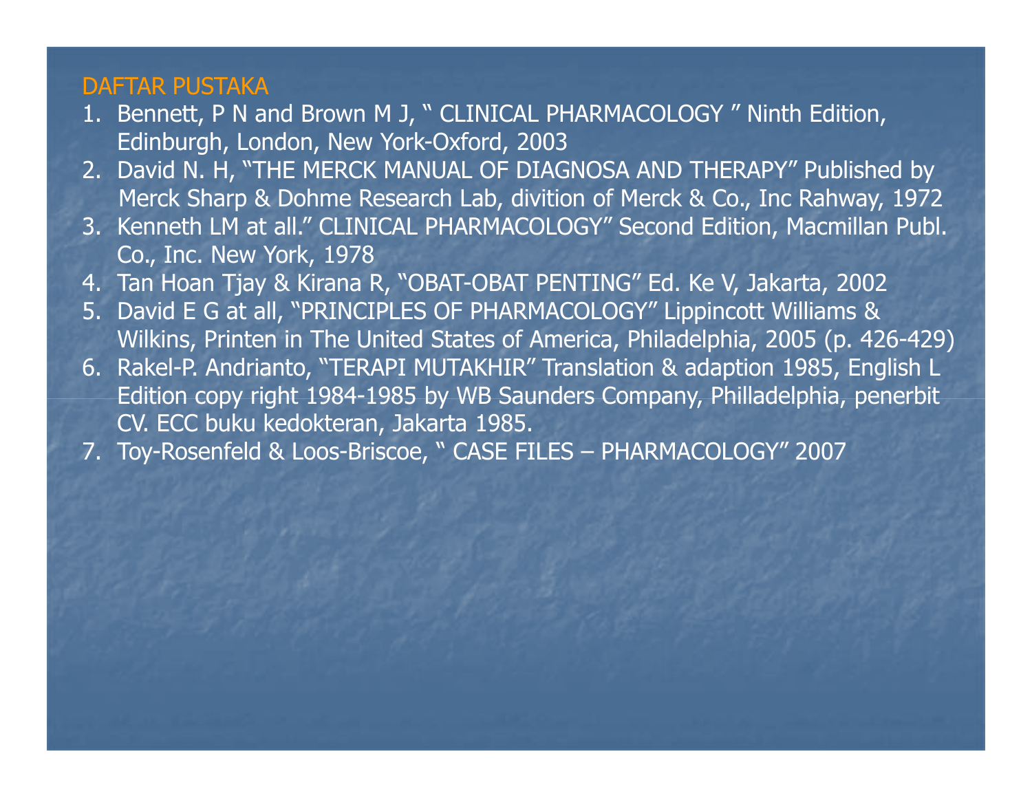## DAFTAR PUSTAKA

1. Bennett, P N and Brown M J, " CLINICAL PHARMACOLOGY " Ninth Edition, Edinburgh, London, New York-Oxford, 2003
2. David N. H, "THE MERCK MANUAL OF DIAGNOSA AND THERAPY" Published by Merck Sharp & Dohme Research Lab, divition of Merck & Co., Inc Rahway, 1972
3. Kenneth LM at all." CLINICAL PHARMACOLOGY" Second Edition, Macmillan Publ. Co., Inc. New York, 1978
4. Tan Hoan Tjay & Kirana R, "OBAT-OBAT PENTING" Ed. Ke V, Jakarta, 2002
5. David E G at all, "PRINCIPLES OF PHARMACOLOGY" Lippincott Williams & Wilkins, Printen in The United States of America, Philadelphia, 2005 (p. 426-429)
6. Rakel-P. Andrianto, "TERAPI MUTAKHIR" Translation & adaption 1985, English L Edition copy right 1984-1985 by WB Saunders Company, Philladelphia, penerbit CV. ECC buku kedokteran, Jakarta 1985.
7. Toy-Rosenfeld & Loos-Briscoe, " CASE FILES – PHARMACOLOGY" 2007